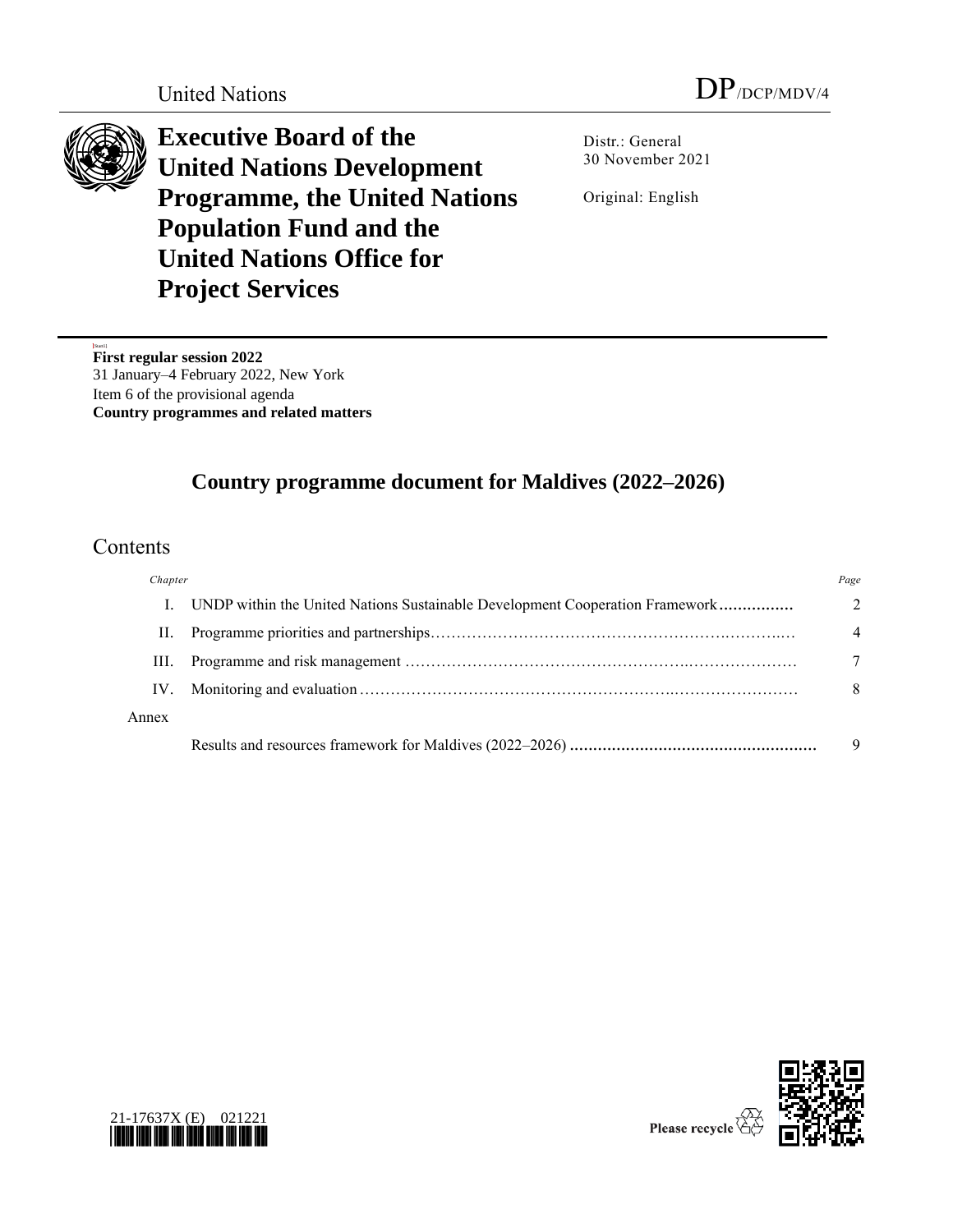United Nations

DP/DCP/MDV/4

# Executive Board of the United Nations Development Programme, the United Nations Population Fund and the United Nations Office for Project Services

Distr.: General
30 November 2021

Original: English

**First regular session 2022**
31 January–4 February 2022, New York
Item 6 of the provisional agenda
**Country programmes and related matters**

## Country programme document for Maldives (2022–2026)

## Contents

| Chapter | | Page |
|---|---|---|
| I. | UNDP within the United Nations Sustainable Development Cooperation Framework | 2 |
| II. | Programme priorities and partnerships | 4 |
| III. | Programme and risk management | 7 |
| IV. | Monitoring and evaluation | 8 |
| Annex | | |
| | Results and resources framework for Maldives (2022–2026) | 9 |

21-17637X (E) 021221

Please recycle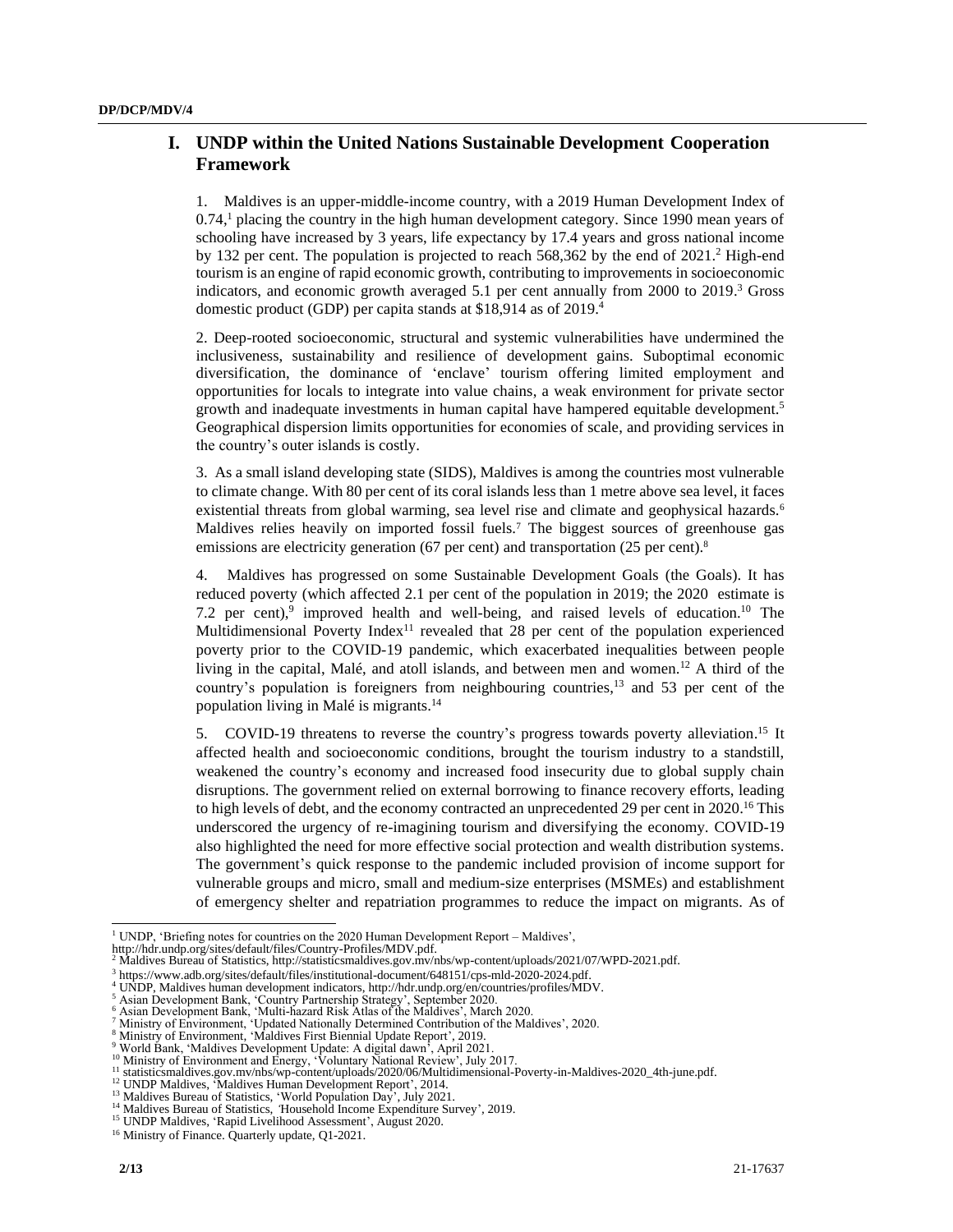## I. UNDP within the United Nations Sustainable Development Cooperation Framework

1. Maldives is an upper-middle-income country, with a 2019 Human Development Index of 0.74,[1] placing the country in the high human development category. Since 1990 mean years of schooling have increased by 3 years, life expectancy by 17.4 years and gross national income by 132 per cent. The population is projected to reach 568,362 by the end of 2021.[2] High-end tourism is an engine of rapid economic growth, contributing to improvements in socioeconomic indicators, and economic growth averaged 5.1 per cent annually from 2000 to 2019.[3] Gross domestic product (GDP) per capita stands at $18,914 as of 2019.[4]

2. Deep-rooted socioeconomic, structural and systemic vulnerabilities have undermined the inclusiveness, sustainability and resilience of development gains. Suboptimal economic diversification, the dominance of 'enclave' tourism offering limited employment and opportunities for locals to integrate into value chains, a weak environment for private sector growth and inadequate investments in human capital have hampered equitable development.[5] Geographical dispersion limits opportunities for economies of scale, and providing services in the country's outer islands is costly.

3. As a small island developing state (SIDS), Maldives is among the countries most vulnerable to climate change. With 80 per cent of its coral islands less than 1 metre above sea level, it faces existential threats from global warming, sea level rise and climate and geophysical hazards.[6] Maldives relies heavily on imported fossil fuels.[7] The biggest sources of greenhouse gas emissions are electricity generation (67 per cent) and transportation (25 per cent).[8]

4. Maldives has progressed on some Sustainable Development Goals (the Goals). It has reduced poverty (which affected 2.1 per cent of the population in 2019; the 2020 estimate is 7.2 per cent),[9] improved health and well-being, and raised levels of education.[10] The Multidimensional Poverty Index[11] revealed that 28 per cent of the population experienced poverty prior to the COVID-19 pandemic, which exacerbated inequalities between people living in the capital, Malé, and atoll islands, and between men and women.[12] A third of the country's population is foreigners from neighbouring countries,[13] and 53 per cent of the population living in Malé is migrants.[14]

5. COVID-19 threatens to reverse the country's progress towards poverty alleviation.[15] It affected health and socioeconomic conditions, brought the tourism industry to a standstill, weakened the country's economy and increased food insecurity due to global supply chain disruptions. The government relied on external borrowing to finance recovery efforts, leading to high levels of debt, and the economy contracted an unprecedented 29 per cent in 2020.[16] This underscored the urgency of re-imagining tourism and diversifying the economy. COVID-19 also highlighted the need for more effective social protection and wealth distribution systems. The government's quick response to the pandemic included provision of income support for vulnerable groups and micro, small and medium-size enterprises (MSMEs) and establishment of emergency shelter and repatriation programmes to reduce the impact on migrants. As of

---

[1] UNDP, 'Briefing notes for countries on the 2020 Human Development Report – Maldives', http://hdr.undp.org/sites/default/files/Country-Profiles/MDV.pdf.
[2] Maldives Bureau of Statistics, http://statisticsmaldives.gov.mv/nbs/wp-content/uploads/2021/07/WPD-2021.pdf.
[3] https://www.adb.org/sites/default/files/institutional-document/648151/cps-mld-2020-2024.pdf.
[4] UNDP, Maldives human development indicators, http://hdr.undp.org/en/countries/profiles/MDV.
[5] Asian Development Bank, 'Country Partnership Strategy', September 2020.
[6] Asian Development Bank, 'Multi-hazard Risk Atlas of the Maldives', March 2020.
[7] Ministry of Environment, 'Updated Nationally Determined Contribution of the Maldives', 2020.
[8] Ministry of Environment, 'Maldives First Biennial Update Report', 2019.
[9] World Bank, 'Maldives Development Update: A digital dawn', April 2021.
[10] Ministry of Environment and Energy, 'Voluntary National Review', July 2017.
[11] statisticsmaldives.gov.mv/nbs/wp-content/uploads/2020/06/Multidimensional-Poverty-in-Maldives-2020_4th-june.pdf.
[12] UNDP Maldives, 'Maldives Human Development Report', 2014.
[13] Maldives Bureau of Statistics, 'World Population Day', July 2021.
[14] Maldives Bureau of Statistics, 'Household Income Expenditure Survey', 2019.
[15] UNDP Maldives, 'Rapid Livelihood Assessment', August 2020.
[16] Ministry of Finance. Quarterly update, Q1-2021.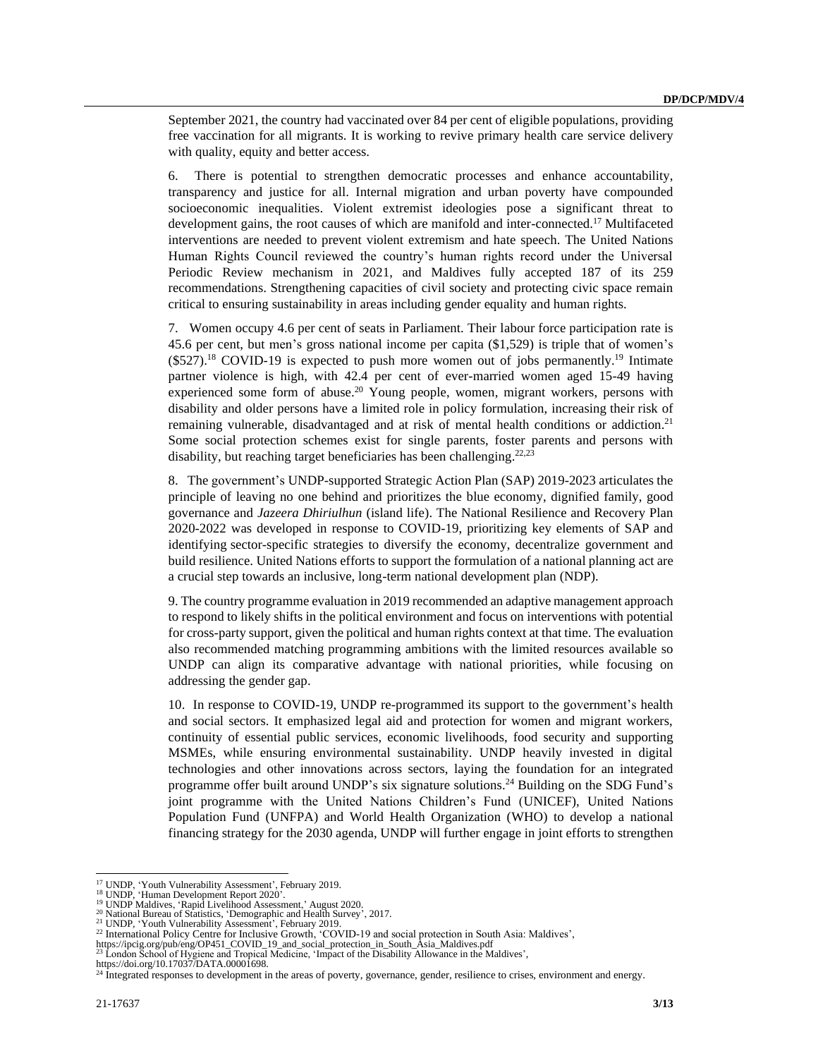September 2021, the country had vaccinated over 84 per cent of eligible populations, providing free vaccination for all migrants. It is working to revive primary health care service delivery with quality, equity and better access.

6. There is potential to strengthen democratic processes and enhance accountability, transparency and justice for all. Internal migration and urban poverty have compounded socioeconomic inequalities. Violent extremist ideologies pose a significant threat to development gains, the root causes of which are manifold and inter-connected.[17] Multifaceted interventions are needed to prevent violent extremism and hate speech. The United Nations Human Rights Council reviewed the country's human rights record under the Universal Periodic Review mechanism in 2021, and Maldives fully accepted 187 of its 259 recommendations. Strengthening capacities of civil society and protecting civic space remain critical to ensuring sustainability in areas including gender equality and human rights.

7. Women occupy 4.6 per cent of seats in Parliament. Their labour force participation rate is 45.6 per cent, but men's gross national income per capita ($1,529) is triple that of women's ($527).[18] COVID-19 is expected to push more women out of jobs permanently.[19] Intimate partner violence is high, with 42.4 per cent of ever-married women aged 15-49 having experienced some form of abuse.[20] Young people, women, migrant workers, persons with disability and older persons have a limited role in policy formulation, increasing their risk of remaining vulnerable, disadvantaged and at risk of mental health conditions or addiction.[21] Some social protection schemes exist for single parents, foster parents and persons with disability, but reaching target beneficiaries has been challenging.[22,23]

8. The government's UNDP-supported Strategic Action Plan (SAP) 2019-2023 articulates the principle of leaving no one behind and prioritizes the blue economy, dignified family, good governance and *Jazeera Dhiriulhun* (island life). The National Resilience and Recovery Plan 2020-2022 was developed in response to COVID-19, prioritizing key elements of SAP and identifying sector-specific strategies to diversify the economy, decentralize government and build resilience. United Nations efforts to support the formulation of a national planning act are a crucial step towards an inclusive, long-term national development plan (NDP).

9. The country programme evaluation in 2019 recommended an adaptive management approach to respond to likely shifts in the political environment and focus on interventions with potential for cross-party support, given the political and human rights context at that time. The evaluation also recommended matching programming ambitions with the limited resources available so UNDP can align its comparative advantage with national priorities, while focusing on addressing the gender gap.

10. In response to COVID-19, UNDP re-programmed its support to the government's health and social sectors. It emphasized legal aid and protection for women and migrant workers, continuity of essential public services, economic livelihoods, food security and supporting MSMEs, while ensuring environmental sustainability. UNDP heavily invested in digital technologies and other innovations across sectors, laying the foundation for an integrated programme offer built around UNDP's six signature solutions.[24] Building on the SDG Fund's joint programme with the United Nations Children's Fund (UNICEF), United Nations Population Fund (UNFPA) and World Health Organization (WHO) to develop a national financing strategy for the 2030 agenda, UNDP will further engage in joint efforts to strengthen

---

[17] UNDP, 'Youth Vulnerability Assessment', February 2019.
[18] UNDP, 'Human Development Report 2020'.
[19] UNDP Maldives, 'Rapid Livelihood Assessment,' August 2020.
[20] National Bureau of Statistics, 'Demographic and Health Survey', 2017.
[21] UNDP, 'Youth Vulnerability Assessment', February 2019.
[22] International Policy Centre for Inclusive Growth, 'COVID-19 and social protection in South Asia: Maldives', https://ipcig.org/pub/eng/OP451_COVID_19_and_social_protection_in_South_Asia_Maldives.pdf
[23] London School of Hygiene and Tropical Medicine, 'Impact of the Disability Allowance in the Maldives', https://doi.org/10.17037/DATA.00001698.
[24] Integrated responses to development in the areas of poverty, governance, gender, resilience to crises, environment and energy.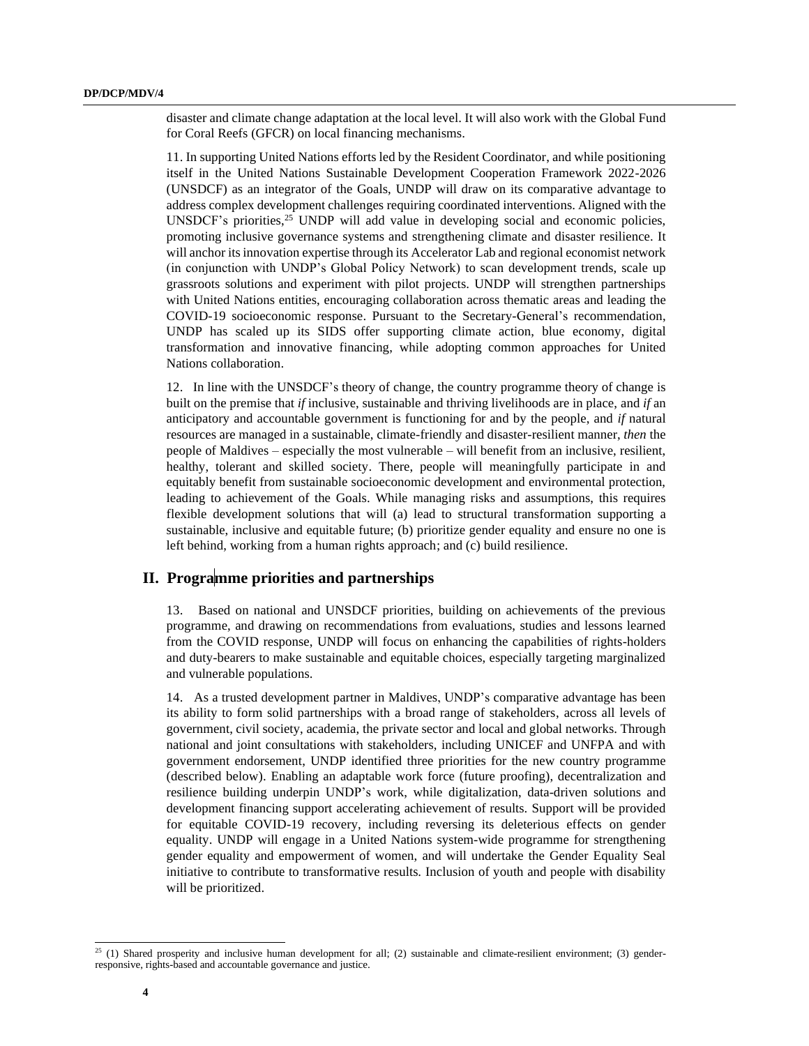disaster and climate change adaptation at the local level. It will also work with the Global Fund for Coral Reefs (GFCR) on local financing mechanisms.

11. In supporting United Nations efforts led by the Resident Coordinator, and while positioning itself in the United Nations Sustainable Development Cooperation Framework 2022-2026 (UNSDCF) as an integrator of the Goals, UNDP will draw on its comparative advantage to address complex development challenges requiring coordinated interventions. Aligned with the UNSDCF's priorities,[25] UNDP will add value in developing social and economic policies, promoting inclusive governance systems and strengthening climate and disaster resilience. It will anchor its innovation expertise through its Accelerator Lab and regional economist network (in conjunction with UNDP's Global Policy Network) to scan development trends, scale up grassroots solutions and experiment with pilot projects. UNDP will strengthen partnerships with United Nations entities, encouraging collaboration across thematic areas and leading the COVID-19 socioeconomic response. Pursuant to the Secretary-General's recommendation, UNDP has scaled up its SIDS offer supporting climate action, blue economy, digital transformation and innovative financing, while adopting common approaches for United Nations collaboration.

12. In line with the UNSDCF's theory of change, the country programme theory of change is built on the premise that *if* inclusive, sustainable and thriving livelihoods are in place, and *if* an anticipatory and accountable government is functioning for and by the people, and *if* natural resources are managed in a sustainable, climate-friendly and disaster-resilient manner, *then* the people of Maldives – especially the most vulnerable – will benefit from an inclusive, resilient, healthy, tolerant and skilled society. There, people will meaningfully participate in and equitably benefit from sustainable socioeconomic development and environmental protection, leading to achievement of the Goals. While managing risks and assumptions, this requires flexible development solutions that will (a) lead to structural transformation supporting a sustainable, inclusive and equitable future; (b) prioritize gender equality and ensure no one is left behind, working from a human rights approach; and (c) build resilience.

## II. Programme priorities and partnerships

13. Based on national and UNSDCF priorities, building on achievements of the previous programme, and drawing on recommendations from evaluations, studies and lessons learned from the COVID response, UNDP will focus on enhancing the capabilities of rights-holders and duty-bearers to make sustainable and equitable choices, especially targeting marginalized and vulnerable populations.

14. As a trusted development partner in Maldives, UNDP's comparative advantage has been its ability to form solid partnerships with a broad range of stakeholders, across all levels of government, civil society, academia, the private sector and local and global networks. Through national and joint consultations with stakeholders, including UNICEF and UNFPA and with government endorsement, UNDP identified three priorities for the new country programme (described below). Enabling an adaptable work force (future proofing), decentralization and resilience building underpin UNDP's work, while digitalization, data-driven solutions and development financing support accelerating achievement of results. Support will be provided for equitable COVID-19 recovery, including reversing its deleterious effects on gender equality. UNDP will engage in a United Nations system-wide programme for strengthening gender equality and empowerment of women, and will undertake the Gender Equality Seal initiative to contribute to transformative results. Inclusion of youth and people with disability will be prioritized.

---

[25] (1) Shared prosperity and inclusive human development for all; (2) sustainable and climate-resilient environment; (3) gender-responsive, rights-based and accountable governance and justice.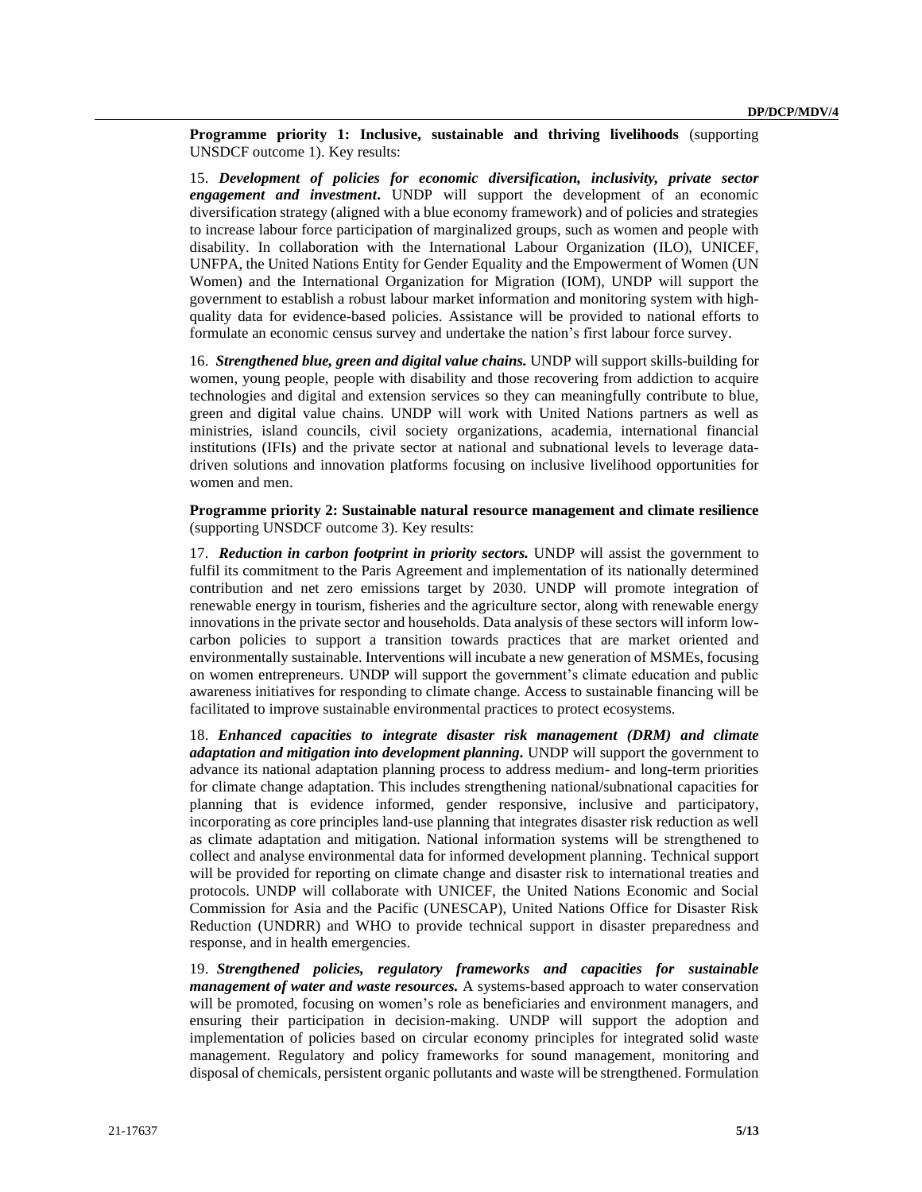**Programme priority 1: Inclusive, sustainable and thriving livelihoods** (supporting UNSDCF outcome 1). Key results:

15. ***Development of policies for economic diversification, inclusivity, private sector engagement and investment***. UNDP will support the development of an economic diversification strategy (aligned with a blue economy framework) and of policies and strategies to increase labour force participation of marginalized groups, such as women and people with disability. In collaboration with the International Labour Organization (ILO), UNICEF, UNFPA, the United Nations Entity for Gender Equality and the Empowerment of Women (UN Women) and the International Organization for Migration (IOM), UNDP will support the government to establish a robust labour market information and monitoring system with high-quality data for evidence-based policies. Assistance will be provided to national efforts to formulate an economic census survey and undertake the nation's first labour force survey.

16. ***Strengthened blue, green and digital value chains.*** UNDP will support skills-building for women, young people, people with disability and those recovering from addiction to acquire technologies and digital and extension services so they can meaningfully contribute to blue, green and digital value chains. UNDP will work with United Nations partners as well as ministries, island councils, civil society organizations, academia, international financial institutions (IFIs) and the private sector at national and subnational levels to leverage data-driven solutions and innovation platforms focusing on inclusive livelihood opportunities for women and men.

**Programme priority 2: Sustainable natural resource management and climate resilience** (supporting UNSDCF outcome 3). Key results:

17. ***Reduction in carbon footprint in priority sectors.*** UNDP will assist the government to fulfil its commitment to the Paris Agreement and implementation of its nationally determined contribution and net zero emissions target by 2030. UNDP will promote integration of renewable energy in tourism, fisheries and the agriculture sector, along with renewable energy innovations in the private sector and households. Data analysis of these sectors will inform low-carbon policies to support a transition towards practices that are market oriented and environmentally sustainable. Interventions will incubate a new generation of MSMEs, focusing on women entrepreneurs. UNDP will support the government's climate education and public awareness initiatives for responding to climate change. Access to sustainable financing will be facilitated to improve sustainable environmental practices to protect ecosystems.

18. ***Enhanced capacities to integrate disaster risk management (DRM) and climate adaptation and mitigation into development planning***. UNDP will support the government to advance its national adaptation planning process to address medium- and long-term priorities for climate change adaptation. This includes strengthening national/subnational capacities for planning that is evidence informed, gender responsive, inclusive and participatory, incorporating as core principles land-use planning that integrates disaster risk reduction as well as climate adaptation and mitigation. National information systems will be strengthened to collect and analyse environmental data for informed development planning. Technical support will be provided for reporting on climate change and disaster risk to international treaties and protocols. UNDP will collaborate with UNICEF, the United Nations Economic and Social Commission for Asia and the Pacific (UNESCAP), United Nations Office for Disaster Risk Reduction (UNDRR) and WHO to provide technical support in disaster preparedness and response, and in health emergencies.

19. ***Strengthened policies, regulatory frameworks and capacities for sustainable management of water and waste resources.*** A systems-based approach to water conservation will be promoted, focusing on women's role as beneficiaries and environment managers, and ensuring their participation in decision-making. UNDP will support the adoption and implementation of policies based on circular economy principles for integrated solid waste management. Regulatory and policy frameworks for sound management, monitoring and disposal of chemicals, persistent organic pollutants and waste will be strengthened. Formulation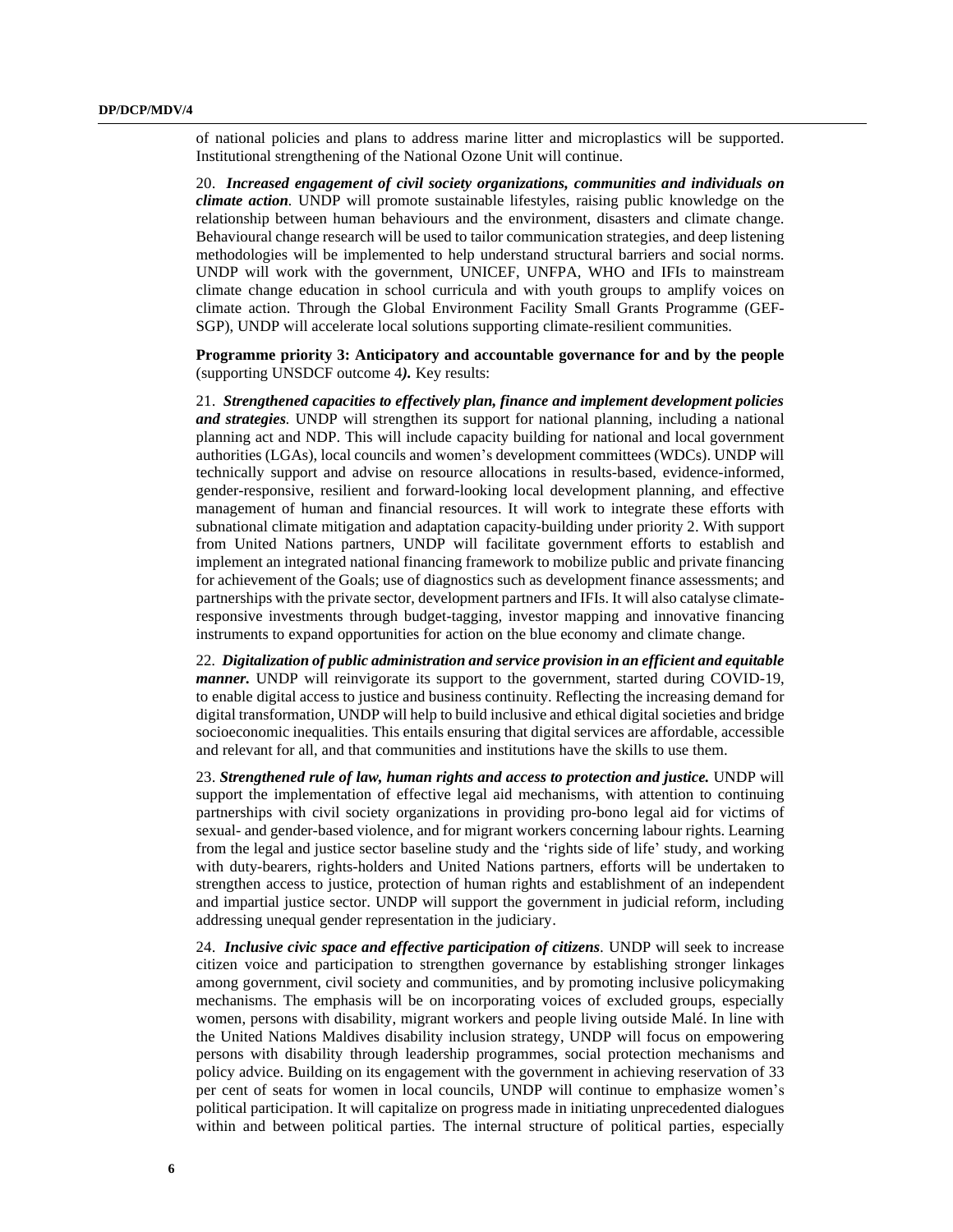of national policies and plans to address marine litter and microplastics will be supported. Institutional strengthening of the National Ozone Unit will continue.

20. ***Increased engagement of civil society organizations, communities and individuals on climate action*.** UNDP will promote sustainable lifestyles, raising public knowledge on the relationship between human behaviours and the environment, disasters and climate change. Behavioural change research will be used to tailor communication strategies, and deep listening methodologies will be implemented to help understand structural barriers and social norms. UNDP will work with the government, UNICEF, UNFPA, WHO and IFIs to mainstream climate change education in school curricula and with youth groups to amplify voices on climate action. Through the Global Environment Facility Small Grants Programme (GEF-SGP), UNDP will accelerate local solutions supporting climate-resilient communities.

**Programme priority 3: Anticipatory and accountable governance for and by the people** (supporting UNSDCF outcome 4***)***. Key results:

21. ***Strengthened capacities to effectively plan, finance and implement development policies and strategies*.** UNDP will strengthen its support for national planning, including a national planning act and NDP. This will include capacity building for national and local government authorities (LGAs), local councils and women's development committees (WDCs). UNDP will technically support and advise on resource allocations in results-based, evidence-informed, gender-responsive, resilient and forward-looking local development planning, and effective management of human and financial resources. It will work to integrate these efforts with subnational climate mitigation and adaptation capacity-building under priority 2. With support from United Nations partners, UNDP will facilitate government efforts to establish and implement an integrated national financing framework to mobilize public and private financing for achievement of the Goals; use of diagnostics such as development finance assessments; and partnerships with the private sector, development partners and IFIs. It will also catalyse climate-responsive investments through budget-tagging, investor mapping and innovative financing instruments to expand opportunities for action on the blue economy and climate change.

22. ***Digitalization of public administration and service provision in an efficient and equitable manner.*** UNDP will reinvigorate its support to the government, started during COVID-19, to enable digital access to justice and business continuity. Reflecting the increasing demand for digital transformation, UNDP will help to build inclusive and ethical digital societies and bridge socioeconomic inequalities. This entails ensuring that digital services are affordable, accessible and relevant for all, and that communities and institutions have the skills to use them.

23. ***Strengthened rule of law, human rights and access to protection and justice.*** UNDP will support the implementation of effective legal aid mechanisms, with attention to continuing partnerships with civil society organizations in providing pro-bono legal aid for victims of sexual- and gender-based violence, and for migrant workers concerning labour rights. Learning from the legal and justice sector baseline study and the 'rights side of life' study, and working with duty-bearers, rights-holders and United Nations partners, efforts will be undertaken to strengthen access to justice, protection of human rights and establishment of an independent and impartial justice sector. UNDP will support the government in judicial reform, including addressing unequal gender representation in the judiciary.

24. ***Inclusive civic space and effective participation of citizens*.** UNDP will seek to increase citizen voice and participation to strengthen governance by establishing stronger linkages among government, civil society and communities, and by promoting inclusive policymaking mechanisms. The emphasis will be on incorporating voices of excluded groups, especially women, persons with disability, migrant workers and people living outside Malé. In line with the United Nations Maldives disability inclusion strategy, UNDP will focus on empowering persons with disability through leadership programmes, social protection mechanisms and policy advice. Building on its engagement with the government in achieving reservation of 33 per cent of seats for women in local councils, UNDP will continue to emphasize women's political participation. It will capitalize on progress made in initiating unprecedented dialogues within and between political parties. The internal structure of political parties, especially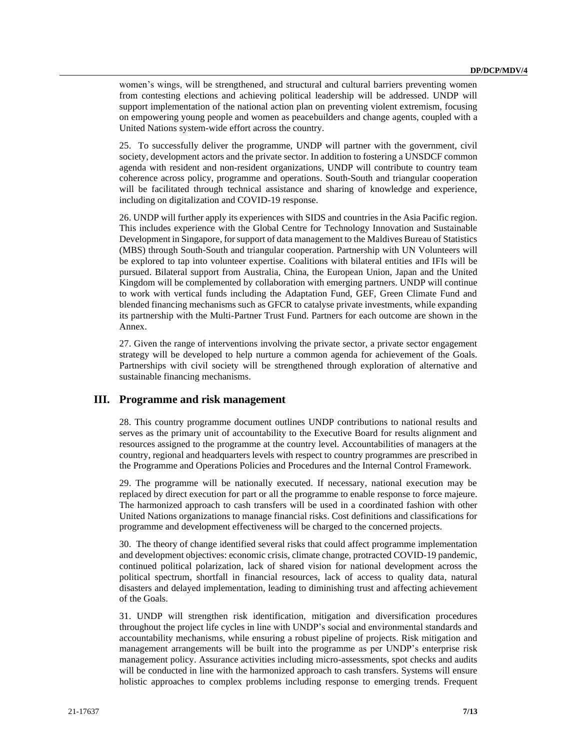women's wings, will be strengthened, and structural and cultural barriers preventing women from contesting elections and achieving political leadership will be addressed. UNDP will support implementation of the national action plan on preventing violent extremism, focusing on empowering young people and women as peacebuilders and change agents, coupled with a United Nations system-wide effort across the country.

25. To successfully deliver the programme, UNDP will partner with the government, civil society, development actors and the private sector. In addition to fostering a UNSDCF common agenda with resident and non-resident organizations, UNDP will contribute to country team coherence across policy, programme and operations. South-South and triangular cooperation will be facilitated through technical assistance and sharing of knowledge and experience, including on digitalization and COVID-19 response.

26. UNDP will further apply its experiences with SIDS and countries in the Asia Pacific region. This includes experience with the Global Centre for Technology Innovation and Sustainable Development in Singapore, for support of data management to the Maldives Bureau of Statistics (MBS) through South-South and triangular cooperation. Partnership with UN Volunteers will be explored to tap into volunteer expertise. Coalitions with bilateral entities and IFIs will be pursued. Bilateral support from Australia, China, the European Union, Japan and the United Kingdom will be complemented by collaboration with emerging partners. UNDP will continue to work with vertical funds including the Adaptation Fund, GEF, Green Climate Fund and blended financing mechanisms such as GFCR to catalyse private investments, while expanding its partnership with the Multi-Partner Trust Fund. Partners for each outcome are shown in the Annex.

27. Given the range of interventions involving the private sector, a private sector engagement strategy will be developed to help nurture a common agenda for achievement of the Goals. Partnerships with civil society will be strengthened through exploration of alternative and sustainable financing mechanisms.

## III. Programme and risk management

28. This country programme document outlines UNDP contributions to national results and serves as the primary unit of accountability to the Executive Board for results alignment and resources assigned to the programme at the country level. Accountabilities of managers at the country, regional and headquarters levels with respect to country programmes are prescribed in the Programme and Operations Policies and Procedures and the Internal Control Framework.

29. The programme will be nationally executed. If necessary, national execution may be replaced by direct execution for part or all the programme to enable response to force majeure. The harmonized approach to cash transfers will be used in a coordinated fashion with other United Nations organizations to manage financial risks. Cost definitions and classifications for programme and development effectiveness will be charged to the concerned projects.

30. The theory of change identified several risks that could affect programme implementation and development objectives: economic crisis, climate change, protracted COVID-19 pandemic, continued political polarization, lack of shared vision for national development across the political spectrum, shortfall in financial resources, lack of access to quality data, natural disasters and delayed implementation, leading to diminishing trust and affecting achievement of the Goals.

31. UNDP will strengthen risk identification, mitigation and diversification procedures throughout the project life cycles in line with UNDP's social and environmental standards and accountability mechanisms, while ensuring a robust pipeline of projects. Risk mitigation and management arrangements will be built into the programme as per UNDP's enterprise risk management policy. Assurance activities including micro-assessments, spot checks and audits will be conducted in line with the harmonized approach to cash transfers. Systems will ensure holistic approaches to complex problems including response to emerging trends. Frequent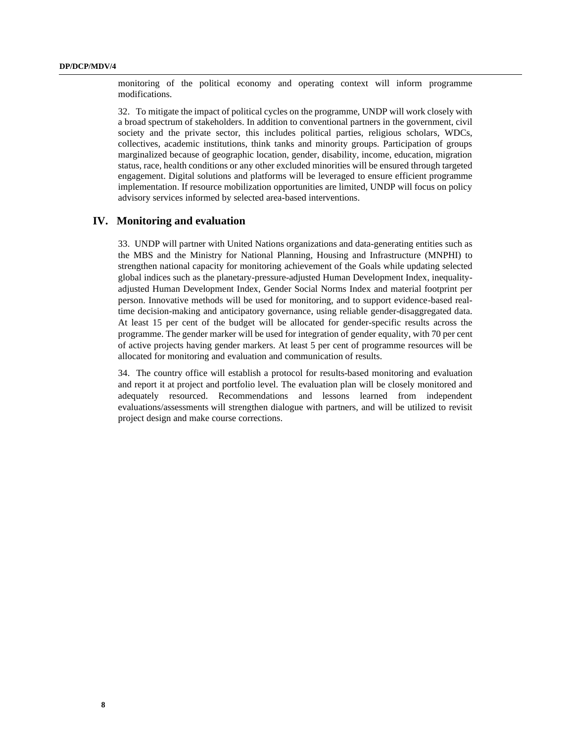monitoring of the political economy and operating context will inform programme modifications.

32. To mitigate the impact of political cycles on the programme, UNDP will work closely with a broad spectrum of stakeholders. In addition to conventional partners in the government, civil society and the private sector, this includes political parties, religious scholars, WDCs, collectives, academic institutions, think tanks and minority groups. Participation of groups marginalized because of geographic location, gender, disability, income, education, migration status, race, health conditions or any other excluded minorities will be ensured through targeted engagement. Digital solutions and platforms will be leveraged to ensure efficient programme implementation. If resource mobilization opportunities are limited, UNDP will focus on policy advisory services informed by selected area-based interventions.

## IV. Monitoring and evaluation

33. UNDP will partner with United Nations organizations and data-generating entities such as the MBS and the Ministry for National Planning, Housing and Infrastructure (MNPHI) to strengthen national capacity for monitoring achievement of the Goals while updating selected global indices such as the planetary-pressure-adjusted Human Development Index, inequality-adjusted Human Development Index, Gender Social Norms Index and material footprint per person. Innovative methods will be used for monitoring, and to support evidence-based real-time decision-making and anticipatory governance, using reliable gender-disaggregated data. At least 15 per cent of the budget will be allocated for gender-specific results across the programme. The gender marker will be used for integration of gender equality, with 70 per cent of active projects having gender markers. At least 5 per cent of programme resources will be allocated for monitoring and evaluation and communication of results.

34. The country office will establish a protocol for results-based monitoring and evaluation and report it at project and portfolio level. The evaluation plan will be closely monitored and adequately resourced. Recommendations and lessons learned from independent evaluations/assessments will strengthen dialogue with partners, and will be utilized to revisit project design and make course corrections.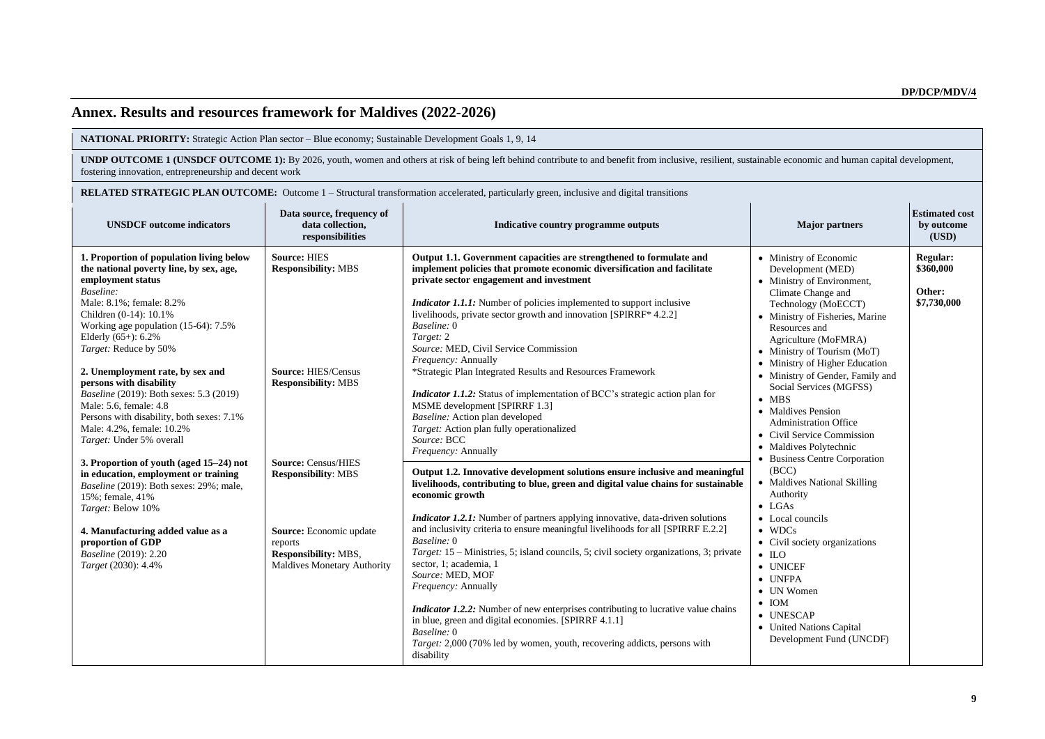## Annex. Results and resources framework for Maldives (2022-2026)

**NATIONAL PRIORITY:** Strategic Action Plan sector – Blue economy; Sustainable Development Goals 1, 9, 14

**UNDP OUTCOME 1 (UNSDCF OUTCOME 1):** By 2026, youth, women and others at risk of being left behind contribute to and benefit from inclusive, resilient, sustainable economic and human capital development, fostering innovation, entrepreneurship and decent work

**RELATED STRATEGIC PLAN OUTCOME:** Outcome 1 – Structural transformation accelerated, particularly green, inclusive and digital transitions

| UNSDCF outcome indicators | Data source, frequency of data collection, responsibilities | Indicative country programme outputs | Major partners | Estimated cost by outcome (USD) |
|---|---|---|---|---|
| **1. Proportion of population living below the national poverty line, by sex, age, employment status**<br>*Baseline:*<br>Male: 8.1%; female: 8.2%<br>Children (0-14): 10.1%<br>Working age population (15-64): 7.5%<br>Elderly (65+): 6.2%<br>*Target:* Reduce by 50%<br><br>**2. Unemployment rate, by sex and persons with disability**<br>*Baseline* (2019): Both sexes: 5.3 (2019)<br>Male: 5.6, female: 4.8<br>Persons with disability, both sexes: 7.1%<br>Male: 4.2%, female: 10.2%<br>*Target:* Under 5% overall<br><br>**3. Proportion of youth (aged 15–24) not in education, employment or training**<br>*Baseline* (2019): Both sexes: 29%; male, 15%; female, 41%<br>*Target:* Below 10%<br><br>**4. Manufacturing added value as a proportion of GDP**<br>*Baseline* (2019): 2.20<br>*Target* (2030): 4.4% | **Source:** HIES<br>**Responsibility:** MBS<br><br>**Source:** HIES/Census<br>**Responsibility:** MBS<br><br>**Source:** Census/HIES<br>**Responsibility**: MBS<br><br>**Source:** Economic update reports<br>**Responsibility:** MBS, Maldives Monetary Authority | **Output 1.1. Government capacities are strengthened to formulate and implement policies that promote economic diversification and facilitate private sector engagement and investment**<br><br>***Indicator 1.1.1:*** Number of policies implemented to support inclusive livelihoods, private sector growth and innovation [SPIRRF* 4.2.2]<br>*Baseline:* 0<br>*Target:* 2<br>*Source:* MED, Civil Service Commission<br>*Frequency:* Annually<br>*Strategic Plan Integrated Results and Resources Framework<br><br>***Indicator 1.1.2:*** Status of implementation of BCC's strategic action plan for MSME development [SPIRRF 1.3]<br>*Baseline:* Action plan developed<br>*Target:* Action plan fully operationalized<br>*Source:* BCC<br>*Frequency:* Annually<br><br>**Output 1.2. Innovative development solutions ensure inclusive and meaningful livelihoods, contributing to blue, green and digital value chains for sustainable economic growth**<br><br>***Indicator 1.2.1:*** Number of partners applying innovative, data-driven solutions and inclusivity criteria to ensure meaningful livelihoods for all [SPIRRF E.2.2]<br>*Baseline:* 0<br>*Target:* 15 – Ministries, 5; island councils, 5; civil society organizations, 3; private sector, 1; academia, 1<br>*Source:* MED, MOF<br>*Frequency:* Annually<br><br>***Indicator 1.2.2:*** Number of new enterprises contributing to lucrative value chains in blue, green and digital economies. [SPIRRF 4.1.1]<br>*Baseline:* 0<br>*Target:* 2,000 (70% led by women, youth, recovering addicts, persons with disability | • Ministry of Economic Development (MED)<br>• Ministry of Environment, Climate Change and Technology (MoECCT)<br>• Ministry of Fisheries, Marine Resources and Agriculture (MoFMRA)<br>• Ministry of Tourism (MoT)<br>• Ministry of Higher Education<br>• Ministry of Gender, Family and Social Services (MGFSS)<br>• MBS<br>• Maldives Pension Administration Office<br>• Civil Service Commission<br>• Maldives Polytechnic<br>• Business Centre Corporation (BCC)<br>• Maldives National Skilling Authority<br>• LGAs<br>• Local councils<br>• WDCs<br>• Civil society organizations<br>• ILO<br>• UNICEF<br>• UNFPA<br>• UN Women<br>• IOM<br>• UNESCAP<br>• United Nations Capital Development Fund (UNCDF) | **Regular:**<br>**$360,000**<br><br>**Other:**<br>**$7,730,000** |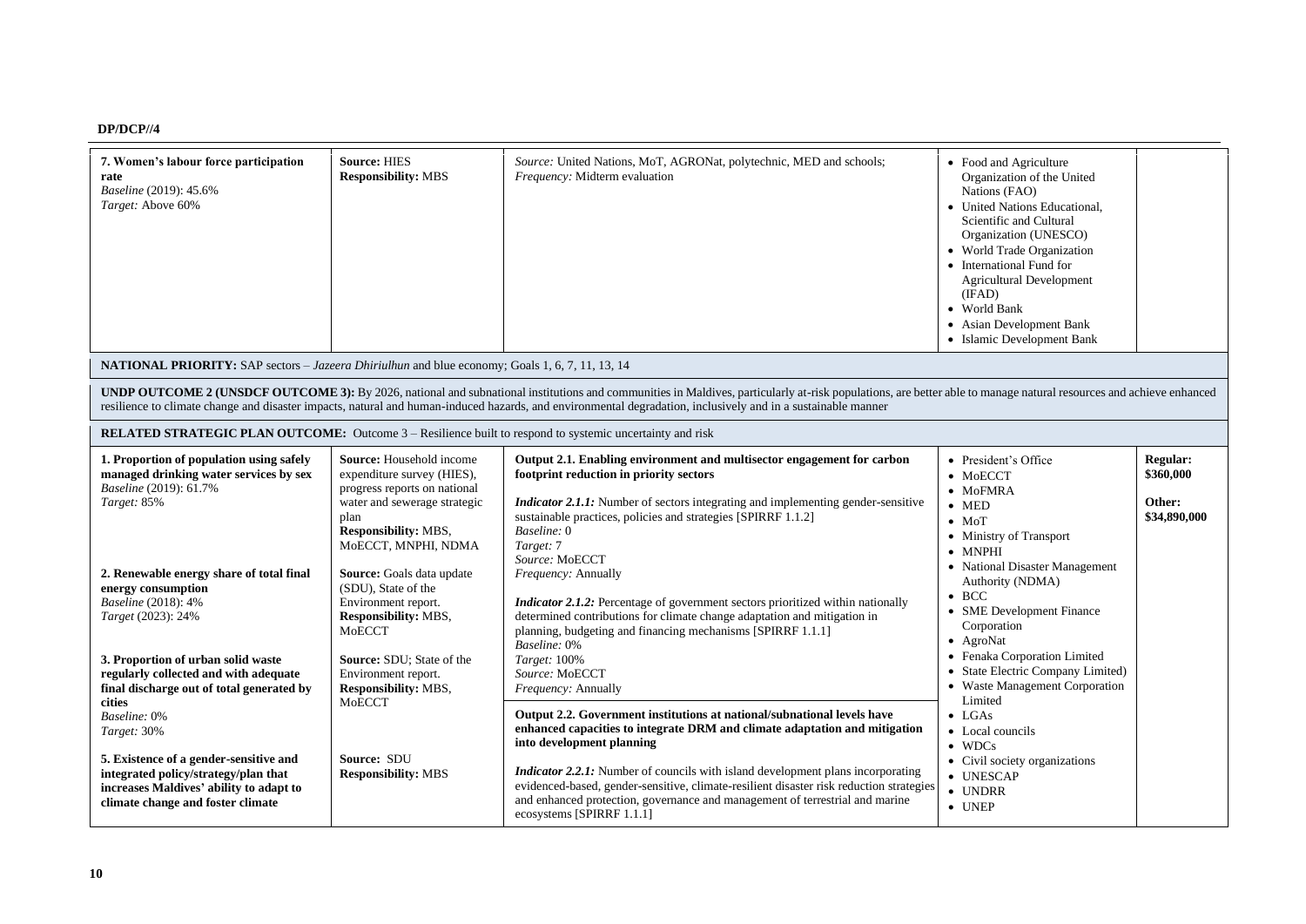| | | | | |
|---|---|---|---|---|
| **7. Women's labour force participation rate**<br>*Baseline* (2019): 45.6%<br>*Target:* Above 60% | **Source:** HIES<br>**Responsibility:** MBS | *Source:* United Nations, MoT, AGRONat, polytechnic, MED and schools;<br>*Frequency:* Midterm evaluation | • Food and Agriculture Organization of the United Nations (FAO)<br>• United Nations Educational, Scientific and Cultural Organization (UNESCO)<br>• World Trade Organization<br>• International Fund for Agricultural Development (IFAD)<br>• World Bank<br>• Asian Development Bank<br>• Islamic Development Bank | |

**NATIONAL PRIORITY:** SAP sectors – *Jazeera Dhiriulhun* and blue economy; Goals 1, 6, 7, 11, 13, 14

**UNDP OUTCOME 2 (UNSDCF OUTCOME 3):** By 2026, national and subnational institutions and communities in Maldives, particularly at-risk populations, are better able to manage natural resources and achieve enhanced resilience to climate change and disaster impacts, natural and human-induced hazards, and environmental degradation, inclusively and in a sustainable manner

**RELATED STRATEGIC PLAN OUTCOME:** Outcome 3 – Resilience built to respond to systemic uncertainty and risk

| | | | | |
|---|---|---|---|---|
| **1. Proportion of population using safely managed drinking water services by sex**<br>*Baseline* (2019): 61.7%<br>*Target:* 85%<br><br>**2. Renewable energy share of total final energy consumption**<br>*Baseline* (2018): 4%<br>*Target* (2023): 24%<br><br>**3. Proportion of urban solid waste regularly collected and with adequate final discharge out of total generated by cities**<br>*Baseline:* 0%<br>*Target:* 30%<br><br>**5. Existence of a gender-sensitive and integrated policy/strategy/plan that increases Maldives' ability to adapt to climate change and foster climate** | **Source:** Household income expenditure survey (HIES), progress reports on national water and sewerage strategic plan<br>**Responsibility:** MBS, MoECCT, MNPHI, NDMA<br><br>**Source:** Goals data update (SDU), State of the Environment report.<br>**Responsibility:** MBS, MoECCT<br><br>**Source:** SDU; State of the Environment report.<br>**Responsibility:** MBS, MoECCT<br><br>**Source:** SDU<br>**Responsibility:** MBS | **Output 2.1. Enabling environment and multisector engagement for carbon footprint reduction in priority sectors**<br><br>***Indicator 2.1.1:*** Number of sectors integrating and implementing gender-sensitive sustainable practices, policies and strategies [SPIRRF 1.1.2]<br>*Baseline:* 0<br>*Target:* 7<br>*Source:* MoECCT<br>*Frequency:* Annually<br><br>***Indicator 2.1.2:*** Percentage of government sectors prioritized within nationally determined contributions for climate change adaptation and mitigation in planning, budgeting and financing mechanisms [SPIRRF 1.1.1]<br>*Baseline:* 0%<br>*Target:* 100%<br>*Source:* MoECCT<br>*Frequency:* Annually<br><br>**Output 2.2. Government institutions at national/subnational levels have enhanced capacities to integrate DRM and climate adaptation and mitigation into development planning**<br><br>***Indicator 2.2.1:*** Number of councils with island development plans incorporating evidenced-based, gender-sensitive, climate-resilient disaster risk reduction strategies and enhanced protection, governance and management of terrestrial and marine ecosystems [SPIRRF 1.1.1] | • President's Office<br>• MoECCT<br>• MoFMRA<br>• MED<br>• MoT<br>• Ministry of Transport<br>• MNPHI<br>• National Disaster Management Authority (NDMA)<br>• BCC<br>• SME Development Finance Corporation<br>• AgroNat<br>• Fenaka Corporation Limited<br>• State Electric Company Limited)<br>• Waste Management Corporation Limited<br>• LGAs<br>• Local councils<br>• WDCs<br>• Civil society organizations<br>• UNESCAP<br>• UNDRR<br>• UNEP | **Regular:** **$360,000**<br><br>**Other:** **$34,890,000** |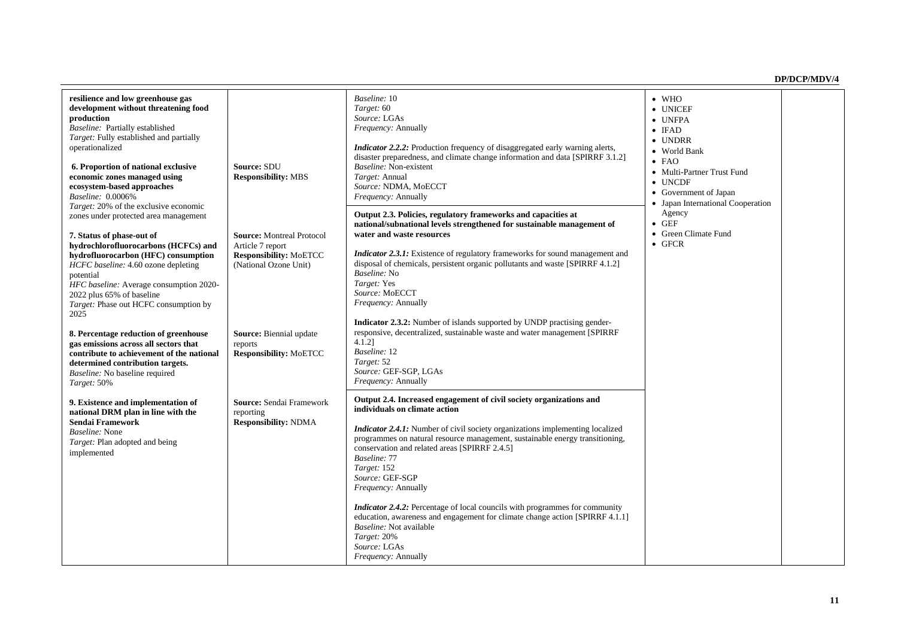| | | | | |
|---|---|---|---|---|
| **resilience and low greenhouse gas development without threatening food production**<br>*Baseline:* Partially established<br>*Target:* Fully established and partially operationalized<br><br>**6. Proportion of national exclusive economic zones managed using ecosystem-based approaches**<br>*Baseline:* 0.0006%<br>*Target:* 20% of the exclusive economic zones under protected area management<br><br>**7. Status of phase-out of hydrochlorofluorocarbons (HCFCs) and hydrofluorocarbon (HFC) consumption**<br>*HCFC baseline:* 4.60 ozone depleting potential<br>*HFC baseline:* Average consumption 2020-2022 plus 65% of baseline<br>*Target:* Phase out HCFC consumption by 2025<br><br>**8. Percentage reduction of greenhouse gas emissions across all sectors that contribute to achievement of the national determined contribution targets.**<br>*Baseline:* No baseline required<br>*Target:* 50%<br><br>**9. Existence and implementation of national DRM plan in line with the Sendai Framework**<br>*Baseline:* None<br>*Target:* Plan adopted and being implemented | <br><br><br><br><br>**Source:** SDU<br>**Responsibility:** MBS<br><br><br><br>**Source:** Montreal Protocol Article 7 report<br>**Responsibility:** MoETCC (National Ozone Unit)<br><br><br><br>**Source:** Biennial update reports<br>**Responsibility:** MoETCC<br><br><br>**Source:** Sendai Framework reporting<br>**Responsibility:** NDMA | *Baseline:* 10<br>*Target:* 60<br>*Source:* LGAs<br>*Frequency:* Annually<br><br>***Indicator 2.2.2:*** Production frequency of disaggregated early warning alerts, disaster preparedness, and climate change information and data [SPIRRF 3.1.2]<br>*Baseline:* Non-existent<br>*Target:* Annual<br>*Source:* NDMA, MoECCT<br>*Frequency:* Annually<br><br>**Output 2.3. Policies, regulatory frameworks and capacities at national/subnational levels strengthened for sustainable management of water and waste resources**<br><br>***Indicator 2.3.1:*** Existence of regulatory frameworks for sound management and disposal of chemicals, persistent organic pollutants and waste [SPIRRF 4.1.2]<br>*Baseline:* No<br>*Target:* Yes<br>*Source:* MoECCT<br>*Frequency:* Annually<br><br>**Indicator 2.3.2:** Number of islands supported by UNDP practising gender-responsive, decentralized, sustainable waste and water management [SPIRRF 4.1.2]<br>*Baseline:* 12<br>*Target:* 52<br>*Source:* GEF-SGP, LGAs<br>*Frequency:* Annually<br><br>**Output 2.4. Increased engagement of civil society organizations and individuals on climate action**<br><br>***Indicator 2.4.1:*** Number of civil society organizations implementing localized programmes on natural resource management, sustainable energy transitioning, conservation and related areas [SPIRRF 2.4.5]<br>*Baseline:* 77<br>*Target:* 152<br>*Source:* GEF-SGP<br>*Frequency:* Annually<br><br>***Indicator 2.4.2:*** Percentage of local councils with programmes for community education, awareness and engagement for climate change action [SPIRRF 4.1.1]<br>*Baseline:* Not available<br>*Target:* 20%<br>*Source:* LGAs<br>*Frequency:* Annually | • WHO<br>• UNICEF<br>• UNFPA<br>• IFAD<br>• UNDRR<br>• World Bank<br>• FAO<br>• Multi-Partner Trust Fund<br>• UNCDF<br>• Government of Japan<br>• Japan International Cooperation Agency<br>• GEF<br>• Green Climate Fund<br>• GFCR | |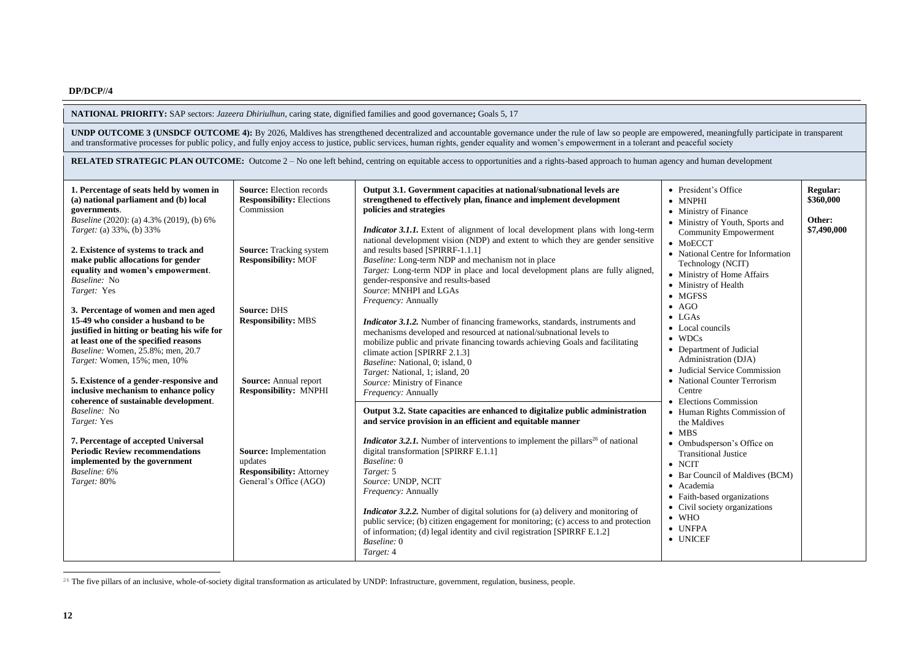DP/DCP//4

**NATIONAL PRIORITY:** SAP sectors: *Jazeera Dhiriulhun*, caring state, dignified families and good governance**;** Goals 5, 17

**UNDP OUTCOME 3 (UNSDCF OUTCOME 4):** By 2026, Maldives has strengthened decentralized and accountable governance under the rule of law so people are empowered, meaningfully participate in transparent and transformative processes for public policy, and fully enjoy access to justice, public services, human rights, gender equality and women's empowerment in a tolerant and peaceful society

**RELATED STRATEGIC PLAN OUTCOME:** Outcome 2 – No one left behind, centring on equitable access to opportunities and a rights-based approach to human agency and human development

| | | | | |
|---|---|---|---|---|
| **1. Percentage of seats held by women in (a) national parliament and (b) local governments**.<br>*Baseline* (2020): (a) 4.3% (2019), (b) 6%<br>*Target:* (a) 33%, (b) 33%<br><br>**2. Existence of systems to track and make public allocations for gender equality and women's empowerment**.<br>*Baseline:* No<br>*Target:* Yes<br><br>**3. Percentage of women and men aged 15-49 who consider a husband to be justified in hitting or beating his wife for at least one of the specified reasons**<br>*Baseline:* Women, 25.8%; men, 20.7<br>*Target:* Women, 15%; men, 10%<br><br>**5. Existence of a gender-responsive and inclusive mechanism to enhance policy coherence of sustainable development**.<br>*Baseline:* No<br>*Target:* Yes<br><br>**7. Percentage of accepted Universal Periodic Review recommendations implemented by the government**<br>*Baseline:* 6%<br>*Target:* 80% | **Source:** Election records<br>**Responsibility:** Elections Commission<br><br>**Source:** Tracking system<br>**Responsibility:** MOF<br><br>**Source:** DHS<br>**Responsibility:** MBS<br><br>**Source:** Annual report<br>**Responsibility:** MNPHI<br><br>**Source:** Implementation updates<br>**Responsibility:** Attorney General's Office (AGO) | **Output 3.1. Government capacities at national/subnational levels are strengthened to effectively plan, finance and implement development policies and strategies**<br><br>*Indicator 3.1.1.* Extent of alignment of local development plans with long-term national development vision (NDP) and extent to which they are gender sensitive and results based [SPIRRF-1.1.1]<br>*Baseline:* Long-term NDP and mechanism not in place<br>*Target:* Long-term NDP in place and local development plans are fully aligned, gender-responsive and results-based<br>*Source*: MNHPI and LGAs<br>*Frequency:* Annually<br><br>*Indicator 3.1.2.* Number of financing frameworks, standards, instruments and mechanisms developed and resourced at national/subnational levels to mobilize public and private financing towards achieving Goals and facilitating climate action [SPIRRF 2.1.3]<br>*Baseline:* National, 0; island, 0<br>*Target:* National, 1; island, 20<br>*Source:* Ministry of Finance<br>*Frequency:* Annually<br><br>**Output 3.2. State capacities are enhanced to digitalize public administration and service provision in an efficient and equitable manner**<br><br>*Indicator 3.2.1.* Number of interventions to implement the pillars[26] of national digital transformation [SPIRRF E.1.1]<br>*Baseline:* 0<br>*Target:* 5<br>*Source:* UNDP, NCIT<br>*Frequency:* Annually<br><br>*Indicator 3.2.2.* Number of digital solutions for (a) delivery and monitoring of public service; (b) citizen engagement for monitoring; (c) access to and protection of information; (d) legal identity and civil registration [SPIRRF E.1.2]<br>*Baseline:* 0<br>*Target:* 4 | • President's Office<br>• MNPHI<br>• Ministry of Finance<br>• Ministry of Youth, Sports and Community Empowerment<br>• MoECCT<br>• National Centre for Information Technology (NCIT)<br>• Ministry of Home Affairs<br>• Ministry of Health<br>• MGFSS<br>• AGO<br>• LGAs<br>• Local councils<br>• WDCs<br>• Department of Judicial Administration (DJA)<br>• Judicial Service Commission<br>• National Counter Terrorism Centre<br>• Elections Commission<br>• Human Rights Commission of the Maldives<br>• MBS<br>• Ombudsperson's Office on Transitional Justice<br>• NCIT<br>• Bar Council of Maldives (BCM)<br>• Academia<br>• Faith-based organizations<br>• Civil society organizations<br>• WHO<br>• UNFPA<br>• UNICEF | **Regular:** **$360,000**<br><br>**Other:** **$7,490,000** |

[26] The five pillars of an inclusive, whole-of-society digital transformation as articulated by UNDP: Infrastructure, government, regulation, business, people.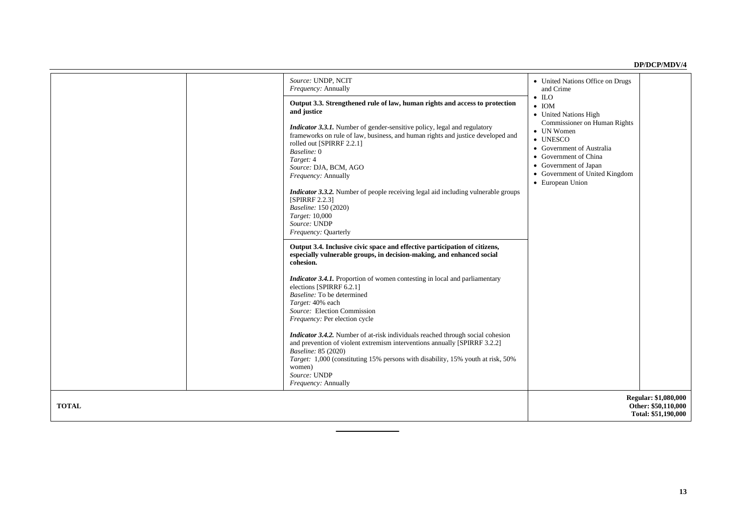| | | | | |
|---|---|---|---|---|
| | | *Source:* UNDP, NCIT<br>*Frequency:* Annually<br><br>**Output 3.3. Strengthened rule of law, human rights and access to protection and justice**<br><br>***Indicator 3.3.1.*** Number of gender-sensitive policy, legal and regulatory frameworks on rule of law, business, and human rights and justice developed and rolled out [SPIRRF 2.2.1]<br>*Baseline:* 0<br>*Target:* 4<br>*Source:* DJA, BCM, AGO<br>*Frequency:* Annually<br><br>***Indicator 3.3.2.*** Number of people receiving legal aid including vulnerable groups [SPIRRF 2.2.3]<br>*Baseline:* 150 (2020)<br>*Target:* 10,000<br>*Source:* UNDP<br>*Frequency:* Quarterly<br><br>**Output 3.4. Inclusive civic space and effective participation of citizens, especially vulnerable groups, in decision-making, and enhanced social cohesion.**<br><br>***Indicator 3.4.1.*** Proportion of women contesting in local and parliamentary elections [SPIRRF 6.2.1]<br>*Baseline:* To be determined<br>*Target:* 40% each<br>*Source:* Election Commission<br>*Frequency:* Per election cycle<br><br>***Indicator 3.4.2.*** Number of at-risk individuals reached through social cohesion and prevention of violent extremism interventions annually [SPIRRF 3.2.2]<br>*Baseline:* 85 (2020)<br>*Target:* 1,000 (constituting 15% persons with disability, 15% youth at risk, 50% women)<br>*Source:* UNDP<br>*Frequency:* Annually | • United Nations Office on Drugs and Crime<br>• ILO<br>• IOM<br>• United Nations High Commissioner on Human Rights<br>• UN Women<br>• UNESCO<br>• Government of Australia<br>• Government of China<br>• Government of Japan<br>• Government of United Kingdom<br>• European Union | |
| **TOTAL** | | | | **Regular: $1,080,000**<br>**Other: $50,110,000**<br>**Total: $51,190,000** |